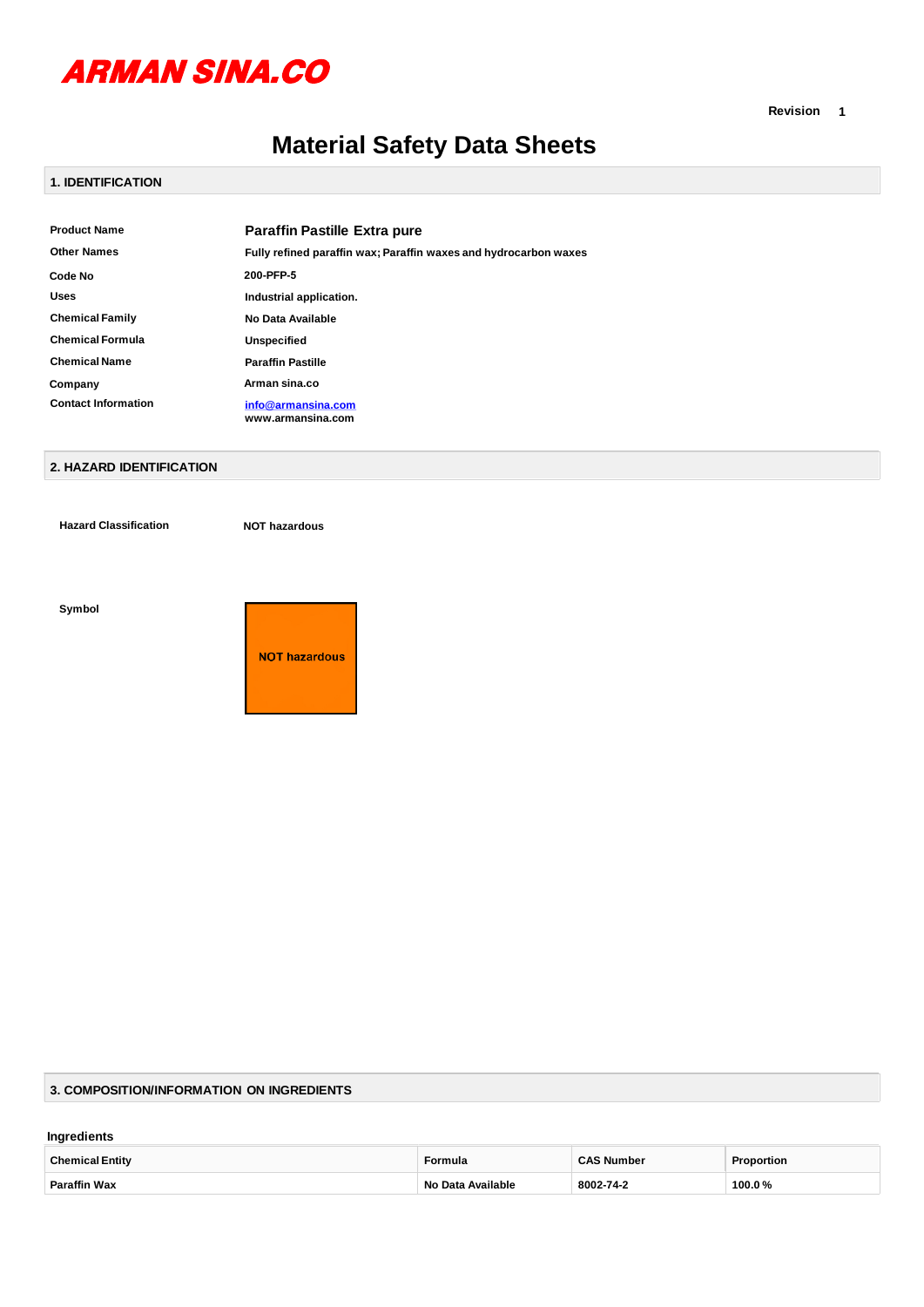ARMAN SINA.CO

Revision 1

# Material Safety Data Sheets

## 1. IDENTIFICATION

| | |
|---|---|
| **Product Name** | **Paraffin Pastille Extra pure** |
| **Other Names** | Fully refined paraffin wax; Paraffin waxes and hydrocarbon waxes |
| **Code No** | 200-PFP-5 |
| **Uses** | Industrial application. |
| **Chemical Family** | No Data Available |
| **Chemical Formula** | Unspecified |
| **Chemical Name** | Paraffin Pastille |
| **Company** | Arman sina.co |
| **Contact Information** | info@armansina.com<br>www.armansina.com |

## 2. HAZARD IDENTIFICATION

**Hazard Classification** NOT hazardous

**Symbol**

NOT hazardous

## 3. COMPOSITION/INFORMATION ON INGREDIENTS

**Ingredients**

| Chemical Entity | Formula | CAS Number | Proportion |
|---|---|---|---|
| Paraffin Wax | No Data Available | 8002-74-2 | 100.0 % |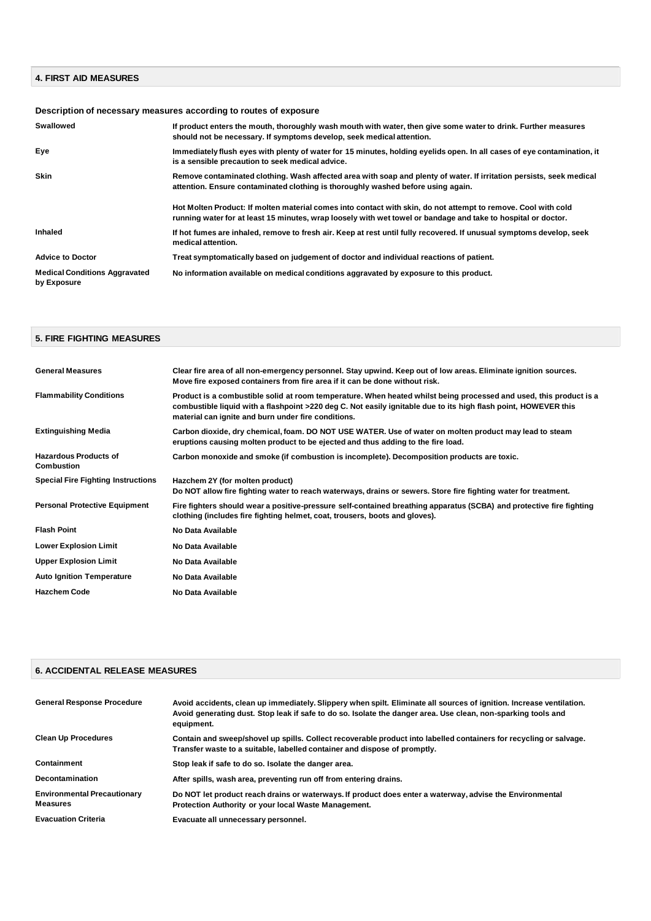## 4. FIRST AID MEASURES

### Description of necessary measures according to routes of exposure

| | |
|---|---|
| **Swallowed** | If product enters the mouth, thoroughly wash mouth with water, then give some water to drink. Further measures should not be necessary. If symptoms develop, seek medical attention. |
| **Eye** | Immediately flush eyes with plenty of water for 15 minutes, holding eyelids open. In all cases of eye contamination, it is a sensible precaution to seek medical advice. |
| **Skin** | Remove contaminated clothing. Wash affected area with soap and plenty of water. If irritation persists, seek medical attention. Ensure contaminated clothing is thoroughly washed before using again.<br><br>Hot Molten Product: If molten material comes into contact with skin, do not attempt to remove. Cool with cold running water for at least 15 minutes, wrap loosely with wet towel or bandage and take to hospital or doctor. |
| **Inhaled** | If hot fumes are inhaled, remove to fresh air. Keep at rest until fully recovered. If unusual symptoms develop, seek medical attention. |
| **Advice to Doctor** | Treat symptomatically based on judgement of doctor and individual reactions of patient. |
| **Medical Conditions Aggravated by Exposure** | No information available on medical conditions aggravated by exposure to this product. |

## 5. FIRE FIGHTING MEASURES

| | |
|---|---|
| **General Measures** | Clear fire area of all non-emergency personnel. Stay upwind. Keep out of low areas. Eliminate ignition sources. Move fire exposed containers from fire area if it can be done without risk. |
| **Flammability Conditions** | Product is a combustible solid at room temperature. When heated whilst being processed and used, this product is a combustible liquid with a flashpoint >220 deg C. Not easily ignitable due to its high flash point, HOWEVER this material can ignite and burn under fire conditions. |
| **Extinguishing Media** | Carbon dioxide, dry chemical, foam. DO NOT USE WATER. Use of water on molten product may lead to steam eruptions causing molten product to be ejected and thus adding to the fire load. |
| **Hazardous Products of Combustion** | Carbon monoxide and smoke (if combustion is incomplete). Decomposition products are toxic. |
| **Special Fire Fighting Instructions** | Hazchem 2Y (for molten product)<br>Do NOT allow fire fighting water to reach waterways, drains or sewers. Store fire fighting water for treatment. |
| **Personal Protective Equipment** | Fire fighters should wear a positive-pressure self-contained breathing apparatus (SCBA) and protective fire fighting clothing (includes fire fighting helmet, coat, trousers, boots and gloves). |
| **Flash Point** | No Data Available |
| **Lower Explosion Limit** | No Data Available |
| **Upper Explosion Limit** | No Data Available |
| **Auto Ignition Temperature** | No Data Available |
| **Hazchem Code** | No Data Available |

## 6. ACCIDENTAL RELEASE MEASURES

| | |
|---|---|
| **General Response Procedure** | Avoid accidents, clean up immediately. Slippery when spilt. Eliminate all sources of ignition. Increase ventilation. Avoid generating dust. Stop leak if safe to do so. Isolate the danger area. Use clean, non-sparking tools and equipment. |
| **Clean Up Procedures** | Contain and sweep/shovel up spills. Collect recoverable product into labelled containers for recycling or salvage. Transfer waste to a suitable, labelled container and dispose of promptly. |
| **Containment** | Stop leak if safe to do so. Isolate the danger area. |
| **Decontamination** | After spills, wash area, preventing run off from entering drains. |
| **Environmental Precautionary Measures** | Do NOT let product reach drains or waterways. If product does enter a waterway, advise the Environmental Protection Authority or your local Waste Management. |
| **Evacuation Criteria** | Evacuate all unnecessary personnel. |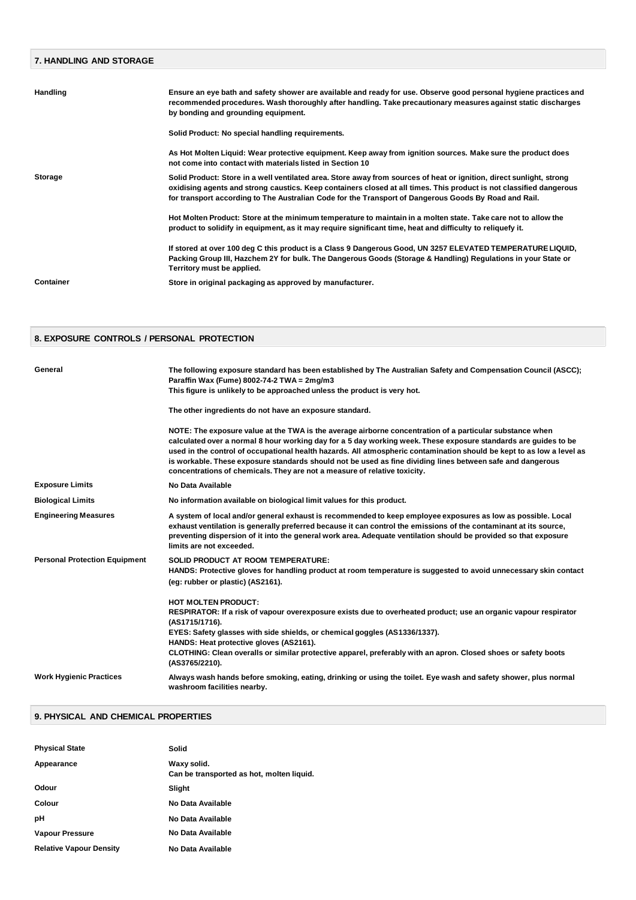## 7. HANDLING AND STORAGE

| | |
|---|---|
| **Handling** | **Ensure an eye bath and safety shower are available and ready for use. Observe good personal hygiene practices and recommended procedures. Wash thoroughly after handling. Take precautionary measures against static discharges by bonding and grounding equipment.**<br><br>**Solid Product: No special handling requirements.**<br><br>**As Hot Molten Liquid: Wear protective equipment. Keep away from ignition sources. Make sure the product does not come into contact with materials listed in Section 10** |
| **Storage** | **Solid Product: Store in a well ventilated area. Store away from sources of heat or ignition, direct sunlight, strong oxidising agents and strong caustics. Keep containers closed at all times. This product is not classified dangerous for transport according to The Australian Code for the Transport of Dangerous Goods By Road and Rail.**<br><br>**Hot Molten Product: Store at the minimum temperature to maintain in a molten state. Take care not to allow the product to solidify in equipment, as it may require significant time, heat and difficulty to reliquefy it.**<br><br>**If stored at over 100 deg C this product is a Class 9 Dangerous Good, UN 3257 ELEVATED TEMPERATURE LIQUID, Packing Group III, Hazchem 2Y for bulk. The Dangerous Goods (Storage & Handling) Regulations in your State or Territory must be applied.** |
| **Container** | **Store in original packaging as approved by manufacturer.** |

## 8. EXPOSURE CONTROLS / PERSONAL PROTECTION

| | |
|---|---|
| **General** | **The following exposure standard has been established by The Australian Safety and Compensation Council (ASCC); Paraffin Wax (Fume) 8002-74-2 TWA = 2mg/m3**<br>**This figure is unlikely to be approached unless the product is very hot.**<br><br>**The other ingredients do not have an exposure standard.**<br><br>**NOTE: The exposure value at the TWA is the average airborne concentration of a particular substance when calculated over a normal 8 hour working day for a 5 day working week. These exposure standards are guides to be used in the control of occupational health hazards. All atmospheric contamination should be kept to as low a level as is workable. These exposure standards should not be used as fine dividing lines between safe and dangerous concentrations of chemicals. They are not a measure of relative toxicity.** |
| **Exposure Limits** | **No Data Available** |
| **Biological Limits** | **No information available on biological limit values for this product.** |
| **Engineering Measures** | **A system of local and/or general exhaust is recommended to keep employee exposures as low as possible. Local exhaust ventilation is generally preferred because it can control the emissions of the contaminant at its source, preventing dispersion of it into the general work area. Adequate ventilation should be provided so that exposure limits are not exceeded.** |
| **Personal Protection Equipment** | **SOLID PRODUCT AT ROOM TEMPERATURE:**<br>**HANDS: Protective gloves for handling product at room temperature is suggested to avoid unnecessary skin contact (eg: rubber or plastic) (AS2161).**<br><br>**HOT MOLTEN PRODUCT:**<br>**RESPIRATOR: If a risk of vapour overexposure exists due to overheated product; use an organic vapour respirator (AS1715/1716).**<br>**EYES: Safety glasses with side shields, or chemical goggles (AS1336/1337).**<br>**HANDS: Heat protective gloves (AS2161).**<br>**CLOTHING: Clean overalls or similar protective apparel, preferably with an apron. Closed shoes or safety boots (AS3765/2210).** |
| **Work Hygienic Practices** | **Always wash hands before smoking, eating, drinking or using the toilet. Eye wash and safety shower, plus normal washroom facilities nearby.** |

## 9. PHYSICAL AND CHEMICAL PROPERTIES

| | |
|---|---|
| **Physical State** | **Solid** |
| **Appearance** | **Waxy solid.**<br>**Can be transported as hot, molten liquid.** |
| **Odour** | **Slight** |
| **Colour** | **No Data Available** |
| **pH** | **No Data Available** |
| **Vapour Pressure** | **No Data Available** |
| **Relative Vapour Density** | **No Data Available** |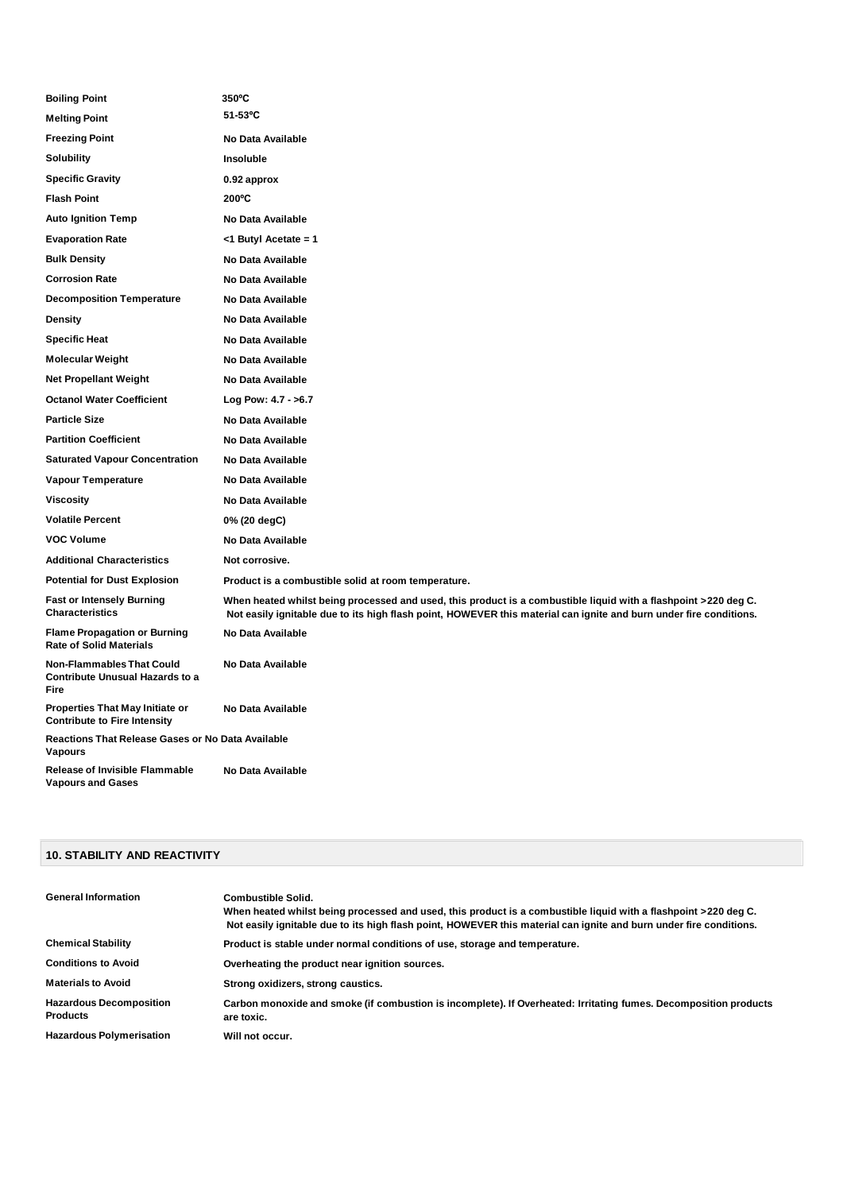| | |
|---|---|
| **Boiling Point** | 350ºC |
| **Melting Point** | 51-53ºC |
| **Freezing Point** | No Data Available |
| **Solubility** | Insoluble |
| **Specific Gravity** | 0.92 approx |
| **Flash Point** | 200ºC |
| **Auto Ignition Temp** | No Data Available |
| **Evaporation Rate** | <1 Butyl Acetate = 1 |
| **Bulk Density** | No Data Available |
| **Corrosion Rate** | No Data Available |
| **Decomposition Temperature** | No Data Available |
| **Density** | No Data Available |
| **Specific Heat** | No Data Available |
| **Molecular Weight** | No Data Available |
| **Net Propellant Weight** | No Data Available |
| **Octanol Water Coefficient** | Log Pow: 4.7 - >6.7 |
| **Particle Size** | No Data Available |
| **Partition Coefficient** | No Data Available |
| **Saturated Vapour Concentration** | No Data Available |
| **Vapour Temperature** | No Data Available |
| **Viscosity** | No Data Available |
| **Volatile Percent** | 0% (20 degC) |
| **VOC Volume** | No Data Available |
| **Additional Characteristics** | Not corrosive. |
| **Potential for Dust Explosion** | Product is a combustible solid at room temperature. |
| **Fast or Intensely Burning Characteristics** | When heated whilst being processed and used, this product is a combustible liquid with a flashpoint >220 deg C. Not easily ignitable due to its high flash point, HOWEVER this material can ignite and burn under fire conditions. |
| **Flame Propagation or Burning Rate of Solid Materials** | No Data Available |
| **Non-Flammables That Could Contribute Unusual Hazards to a Fire** | No Data Available |
| **Properties That May Initiate or Contribute to Fire Intensity** | No Data Available |
| **Reactions That Release Gases or Vapours** | No Data Available |
| **Release of Invisible Flammable Vapours and Gases** | No Data Available |

## 10. STABILITY AND REACTIVITY

| | |
|---|---|
| **General Information** | Combustible Solid. When heated whilst being processed and used, this product is a combustible liquid with a flashpoint >220 deg C. Not easily ignitable due to its high flash point, HOWEVER this material can ignite and burn under fire conditions. |
| **Chemical Stability** | Product is stable under normal conditions of use, storage and temperature. |
| **Conditions to Avoid** | Overheating the product near ignition sources. |
| **Materials to Avoid** | Strong oxidizers, strong caustics. |
| **Hazardous Decomposition Products** | Carbon monoxide and smoke (if combustion is incomplete). If Overheated: Irritating fumes. Decomposition products are toxic. |
| **Hazardous Polymerisation** | Will not occur. |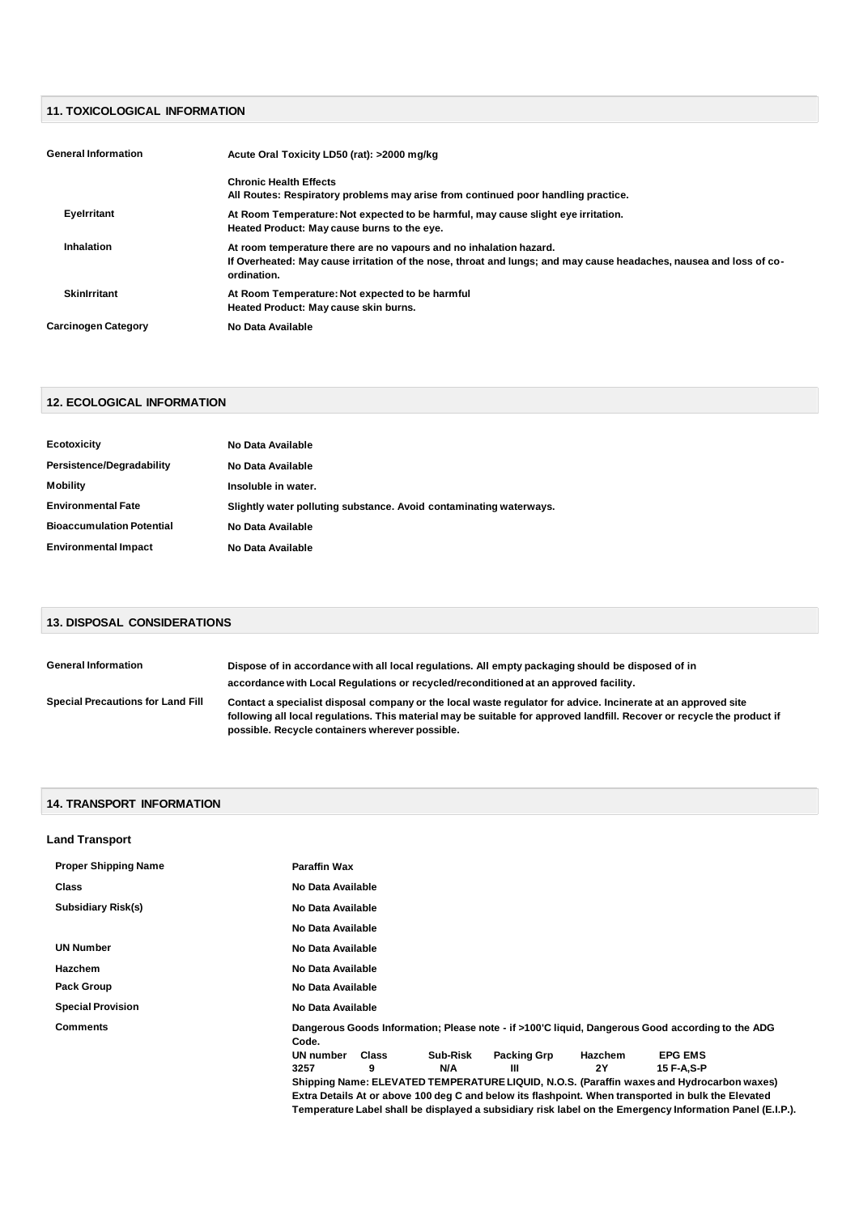## 11. TOXICOLOGICAL INFORMATION

| | |
|---|---|
| **General Information** | **Acute Oral Toxicity LD50 (rat): >2000 mg/kg** |
| | **Chronic Health Effects**<br>**All Routes: Respiratory problems may arise from continued poor handling practice.** |
| **EyeIrritant** | **At Room Temperature: Not expected to be harmful, may cause slight eye irritation.**<br>**Heated Product: May cause burns to the eye.** |
| **Inhalation** | **At room temperature there are no vapours and no inhalation hazard.**<br>**If Overheated: May cause irritation of the nose, throat and lungs; and may cause headaches, nausea and loss of co-ordination.** |
| **SkinIrritant** | **At Room Temperature: Not expected to be harmful**<br>**Heated Product: May cause skin burns.** |
| **Carcinogen Category** | **No Data Available** |

## 12. ECOLOGICAL INFORMATION

| | |
|---|---|
| **Ecotoxicity** | **No Data Available** |
| **Persistence/Degradability** | **No Data Available** |
| **Mobility** | **Insoluble in water.** |
| **Environmental Fate** | **Slightly water polluting substance. Avoid contaminating waterways.** |
| **Bioaccumulation Potential** | **No Data Available** |
| **Environmental Impact** | **No Data Available** |

## 13. DISPOSAL CONSIDERATIONS

| | |
|---|---|
| **General Information** | **Dispose of in accordance with all local regulations. All empty packaging should be disposed of in accordance with Local Regulations or recycled/reconditioned at an approved facility.** |
| **Special Precautions for Land Fill** | **Contact a specialist disposal company or the local waste regulator for advice. Incinerate at an approved site following all local regulations. This material may be suitable for approved landfill. Recover or recycle the product if possible. Recycle containers wherever possible.** |

## 14. TRANSPORT INFORMATION

### Land Transport

| | |
|---|---|
| **Proper Shipping Name** | **Paraffin Wax** |
| **Class** | **No Data Available** |
| **Subsidiary Risk(s)** | **No Data Available** |
| | **No Data Available** |
| **UN Number** | **No Data Available** |
| **Hazchem** | **No Data Available** |
| **Pack Group** | **No Data Available** |
| **Special Provision** | **No Data Available** |
| **Comments** | **Dangerous Goods Information; Please note - if >100'C liquid, Dangerous Good according to the ADG Code.** |

| UN number | Class | Sub-Risk | Packing Grp | Hazchem | EPG EMS |
|---|---|---|---|---|---|
| 3257 | 9 | N/A | III | 2Y | 15 F-A,S-P |

**Shipping Name: ELEVATED TEMPERATURE LIQUID, N.O.S. (Paraffin waxes and Hydrocarbon waxes)**
**Extra Details At or above 100 deg C and below its flashpoint. When transported in bulk the Elevated Temperature Label shall be displayed a subsidiary risk label on the Emergency Information Panel (E.I.P.).**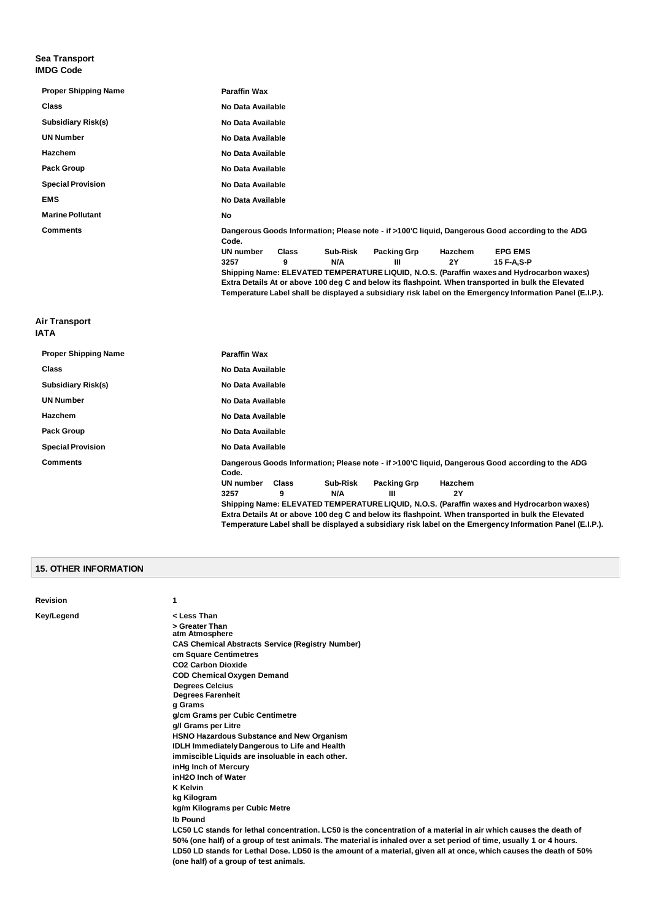### Sea Transport
### IMDG Code

| | |
|---|---|
| **Proper Shipping Name** | **Paraffin Wax** |
| **Class** | **No Data Available** |
| **Subsidiary Risk(s)** | **No Data Available** |
| **UN Number** | **No Data Available** |
| **Hazchem** | **No Data Available** |
| **Pack Group** | **No Data Available** |
| **Special Provision** | **No Data Available** |
| **EMS** | **No Data Available** |
| **Marine Pollutant** | **No** |
| **Comments** | **Dangerous Goods Information; Please note - if >100'C liquid, Dangerous Good according to the ADG Code.** |

| UN number | Class | Sub-Risk | Packing Grp | Hazchem | EPG EMS |
|---|---|---|---|---|---|
| 3257 | 9 | N/A | III | 2Y | 15 F-A,S-P |

**Shipping Name: ELEVATED TEMPERATURE LIQUID, N.O.S. (Paraffin waxes and Hydrocarbon waxes)**
**Extra Details At or above 100 deg C and below its flashpoint. When transported in bulk the Elevated Temperature Label shall be displayed a subsidiary risk label on the Emergency Information Panel (E.I.P.).**

### Air Transport
### IATA

| | |
|---|---|
| **Proper Shipping Name** | **Paraffin Wax** |
| **Class** | **No Data Available** |
| **Subsidiary Risk(s)** | **No Data Available** |
| **UN Number** | **No Data Available** |
| **Hazchem** | **No Data Available** |
| **Pack Group** | **No Data Available** |
| **Special Provision** | **No Data Available** |
| **Comments** | **Dangerous Goods Information; Please note - if >100'C liquid, Dangerous Good according to the ADG Code.** |

| UN number | Class | Sub-Risk | Packing Grp | Hazchem |
|---|---|---|---|---|
| 3257 | 9 | N/A | III | 2Y |

**Shipping Name: ELEVATED TEMPERATURE LIQUID, N.O.S. (Paraffin waxes and Hydrocarbon waxes)**
**Extra Details At or above 100 deg C and below its flashpoint. When transported in bulk the Elevated Temperature Label shall be displayed a subsidiary risk label on the Emergency Information Panel (E.I.P.).**

## 15. OTHER INFORMATION

**Revision** 1

**Key/Legend**

- < Less Than
- > Greater Than
- atm Atmosphere
- CAS Chemical Abstracts Service (Registry Number)
- cm Square Centimetres
- CO2 Carbon Dioxide
- COD Chemical Oxygen Demand
- Degrees Celcius
- Degrees Farenheit
- g Grams
- g/cm Grams per Cubic Centimetre
- g/l Grams per Litre
- HSNO Hazardous Substance and New Organism
- IDLH Immediately Dangerous to Life and Health
- immiscible Liquids are insoluable in each other.
- inHg Inch of Mercury
- inH2O Inch of Water
- K Kelvin
- kg Kilogram
- kg/m Kilograms per Cubic Metre
- lb Pound
- LC50 LC stands for lethal concentration. LC50 is the concentration of a material in air which causes the death of 50% (one half) of a group of test animals. The material is inhaled over a set period of time, usually 1 or 4 hours.
- LD50 LD stands for Lethal Dose. LD50 is the amount of a material, given all at once, which causes the death of 50% (one half) of a group of test animals.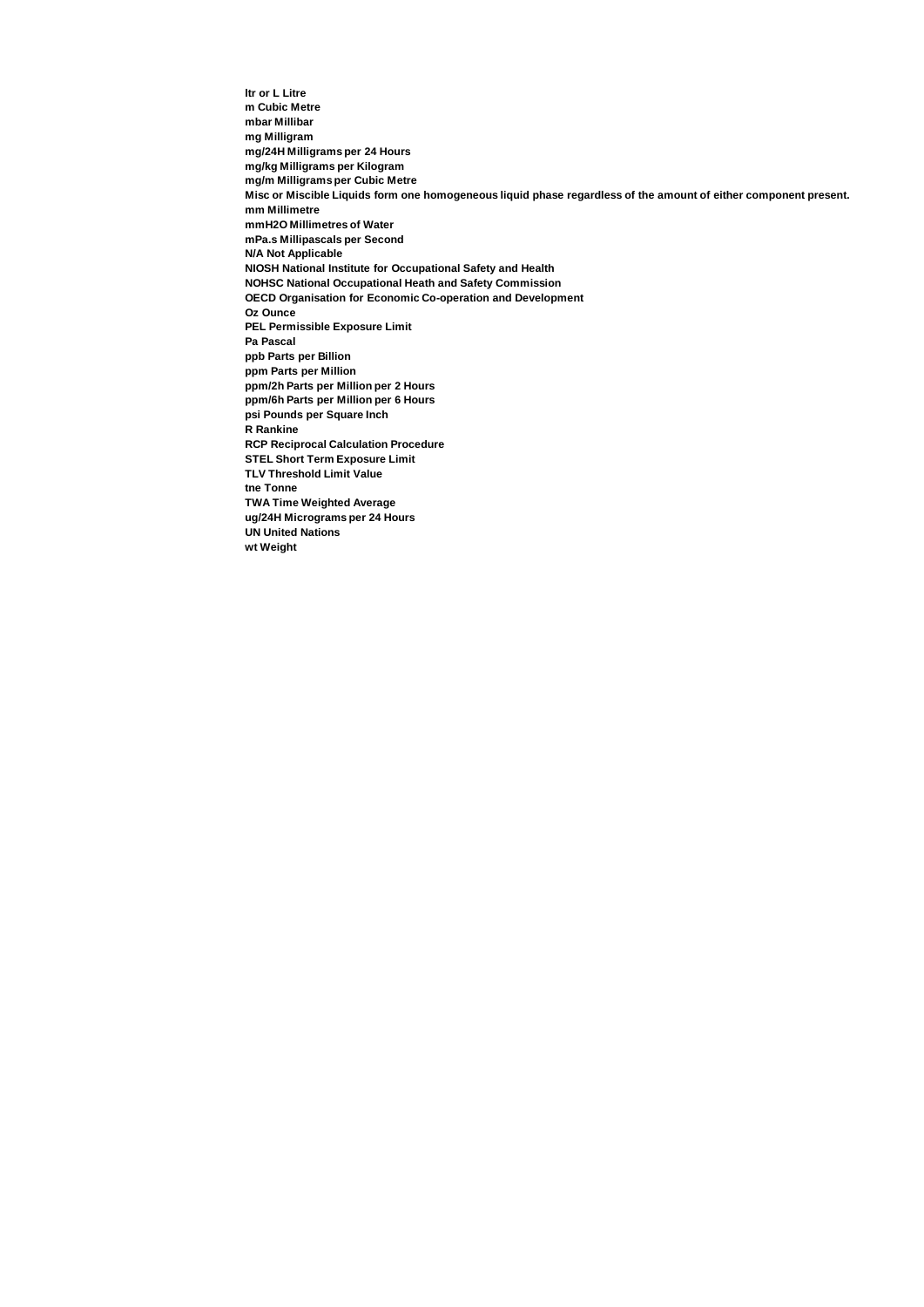**ltr or L Litre**
**m Cubic Metre**
**mbar Millibar**
**mg Milligram**
**mg/24H Milligrams per 24 Hours**
**mg/kg Milligrams per Kilogram**
**mg/m Milligrams per Cubic Metre**
**Misc or Miscible Liquids form one homogeneous liquid phase regardless of the amount of either component present.**
**mm Millimetre**
**mmH2O Millimetres of Water**
**mPa.s Millipascals per Second**
**N/A Not Applicable**
**NIOSH National Institute for Occupational Safety and Health**
**NOHSC National Occupational Heath and Safety Commission**
**OECD Organisation for Economic Co-operation and Development**
**Oz Ounce**
**PEL Permissible Exposure Limit**
**Pa Pascal**
**ppb Parts per Billion**
**ppm Parts per Million**
**ppm/2h Parts per Million per 2 Hours**
**ppm/6h Parts per Million per 6 Hours**
**psi Pounds per Square Inch**
**R Rankine**
**RCP Reciprocal Calculation Procedure**
**STEL Short Term Exposure Limit**
**TLV Threshold Limit Value**
**tne Tonne**
**TWA Time Weighted Average**
**ug/24H Micrograms per 24 Hours**
**UN United Nations**
**wt Weight**